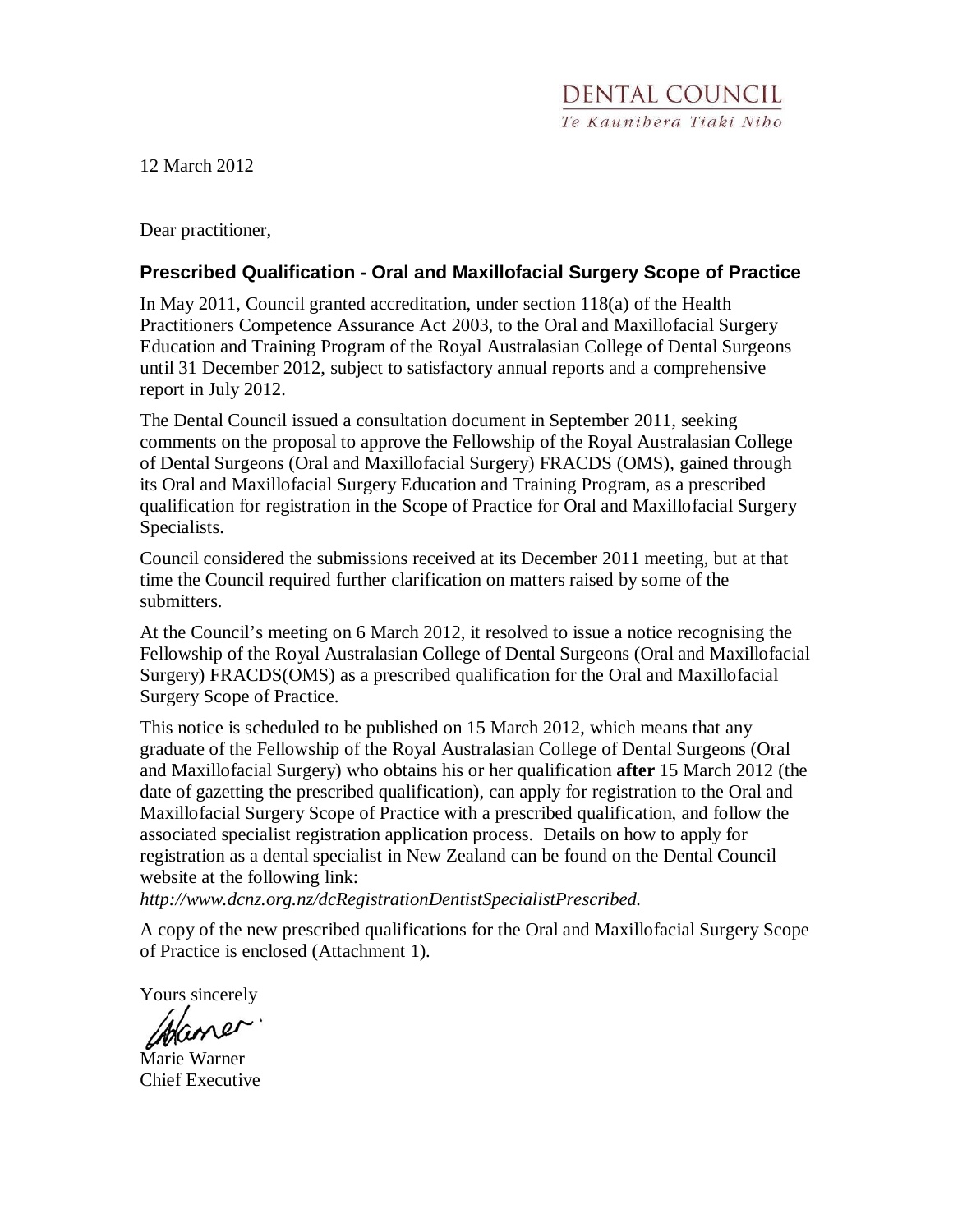DENTAL COUNCIL
*Te Kaunihera Tiaki Niho*

12 March 2012

Dear practitioner,

## Prescribed Qualification - Oral and Maxillofacial Surgery Scope of Practice

In May 2011, Council granted accreditation, under section 118(a) of the Health Practitioners Competence Assurance Act 2003, to the Oral and Maxillofacial Surgery Education and Training Program of the Royal Australasian College of Dental Surgeons until 31 December 2012, subject to satisfactory annual reports and a comprehensive report in July 2012.

The Dental Council issued a consultation document in September 2011, seeking comments on the proposal to approve the Fellowship of the Royal Australasian College of Dental Surgeons (Oral and Maxillofacial Surgery) FRACDS (OMS), gained through its Oral and Maxillofacial Surgery Education and Training Program, as a prescribed qualification for registration in the Scope of Practice for Oral and Maxillofacial Surgery Specialists.

Council considered the submissions received at its December 2011 meeting, but at that time the Council required further clarification on matters raised by some of the submitters.

At the Council's meeting on 6 March 2012, it resolved to issue a notice recognising the Fellowship of the Royal Australasian College of Dental Surgeons (Oral and Maxillofacial Surgery) FRACDS(OMS) as a prescribed qualification for the Oral and Maxillofacial Surgery Scope of Practice.

This notice is scheduled to be published on 15 March 2012, which means that any graduate of the Fellowship of the Royal Australasian College of Dental Surgeons (Oral and Maxillofacial Surgery) who obtains his or her qualification **after** 15 March 2012 (the date of gazetting the prescribed qualification), can apply for registration to the Oral and Maxillofacial Surgery Scope of Practice with a prescribed qualification, and follow the associated specialist registration application process. Details on how to apply for registration as a dental specialist in New Zealand can be found on the Dental Council website at the following link:
*http://www.dcnz.org.nz/dcRegistrationDentistSpecialistPrescribed.*

A copy of the new prescribed qualifications for the Oral and Maxillofacial Surgery Scope of Practice is enclosed (Attachment 1).

Yours sincerely

Marie Warner
Chief Executive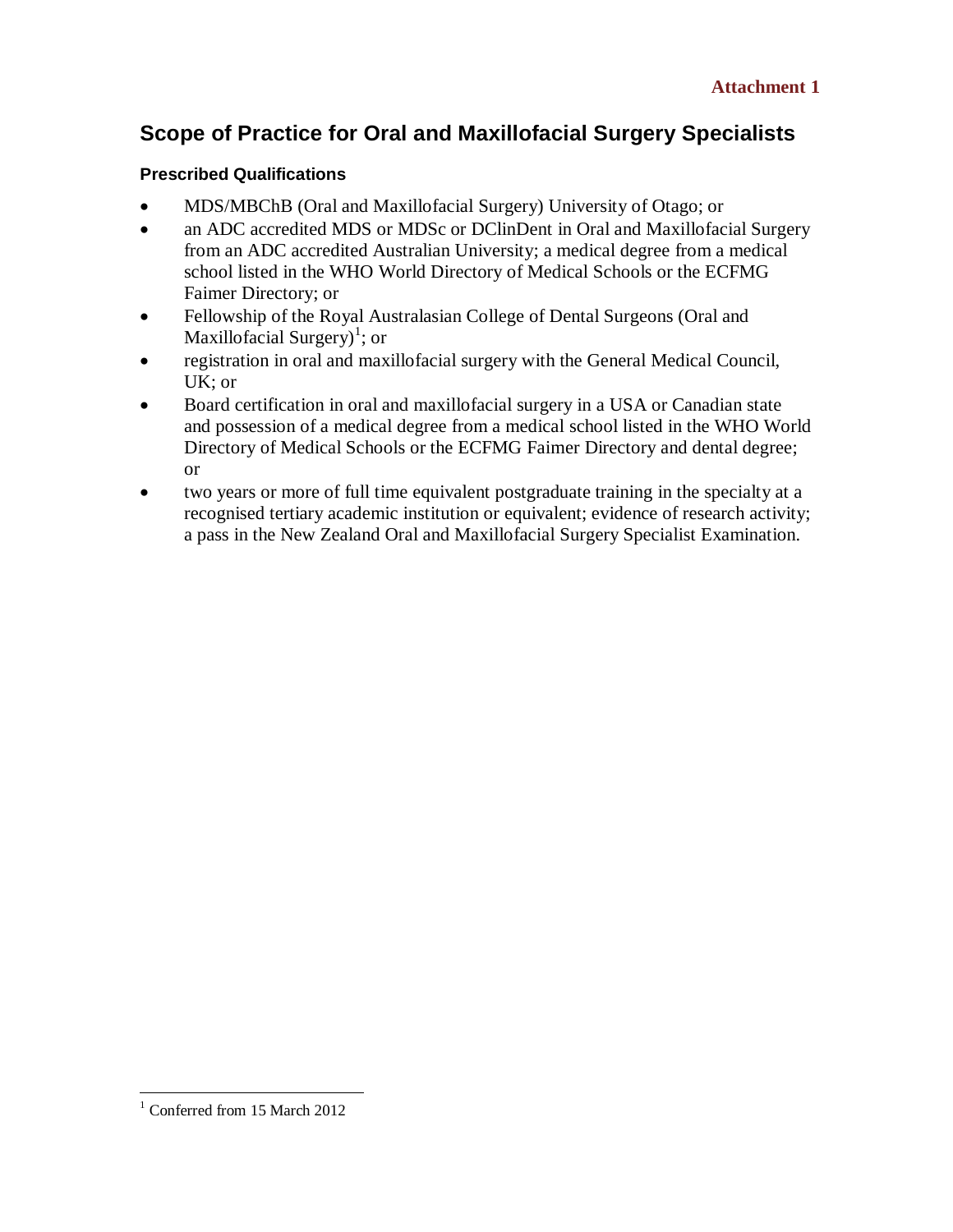**Attachment 1**

# Scope of Practice for Oral and Maxillofacial Surgery Specialists

### Prescribed Qualifications

- MDS/MBChB (Oral and Maxillofacial Surgery) University of Otago; or
- an ADC accredited MDS or MDSc or DClinDent in Oral and Maxillofacial Surgery from an ADC accredited Australian University; a medical degree from a medical school listed in the WHO World Directory of Medical Schools or the ECFMG Faimer Directory; or
- Fellowship of the Royal Australasian College of Dental Surgeons (Oral and Maxillofacial Surgery)[1]; or
- registration in oral and maxillofacial surgery with the General Medical Council, UK; or
- Board certification in oral and maxillofacial surgery in a USA or Canadian state and possession of a medical degree from a medical school listed in the WHO World Directory of Medical Schools or the ECFMG Faimer Directory and dental degree; or
- two years or more of full time equivalent postgraduate training in the specialty at a recognised tertiary academic institution or equivalent; evidence of research activity; a pass in the New Zealand Oral and Maxillofacial Surgery Specialist Examination.

[1] Conferred from 15 March 2012